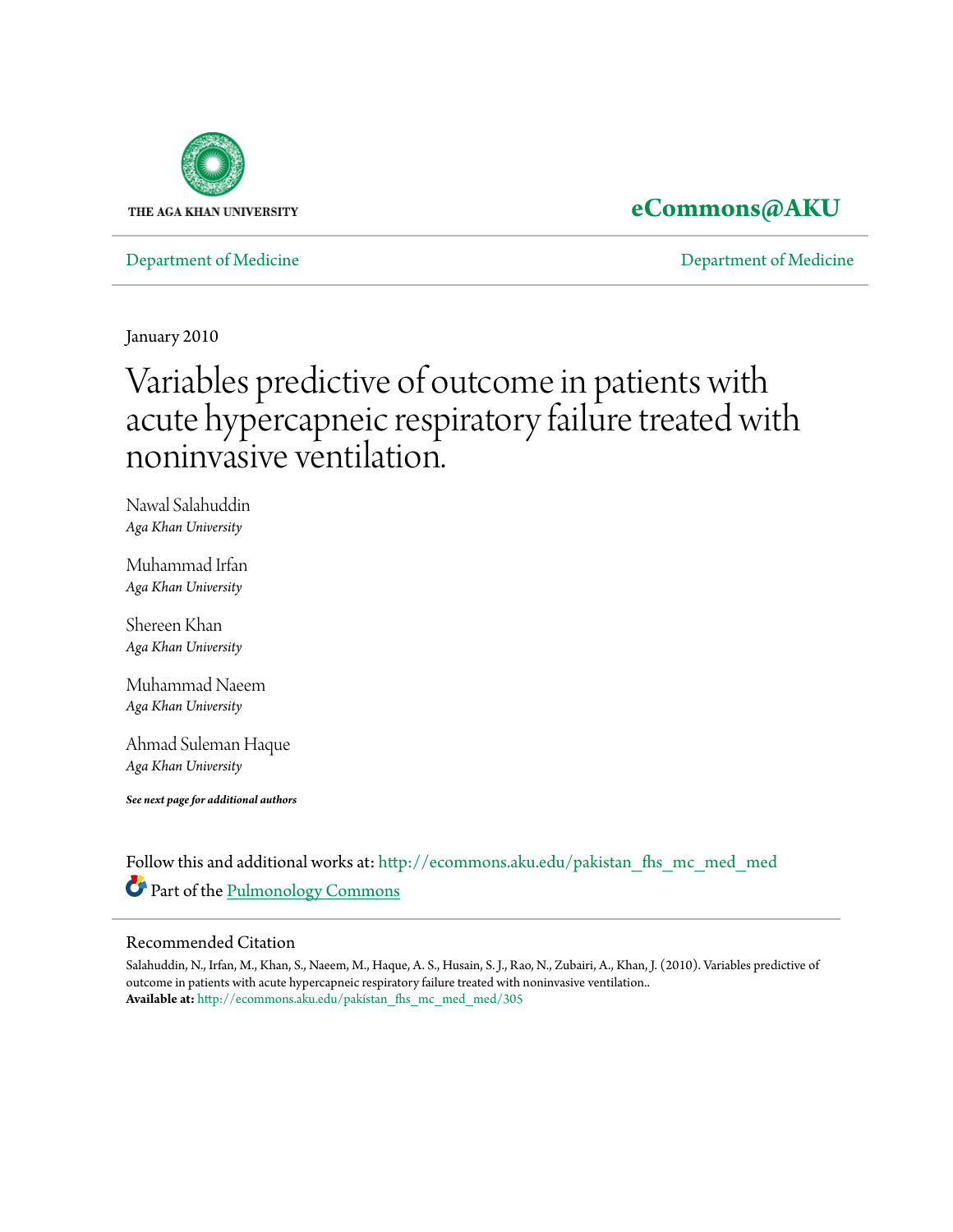THE AGA KHAN UNIVERSITY

**eCommons@AKU**

Department of Medicine | Department of Medicine

January 2010

# Variables predictive of outcome in patients with acute hypercapneic respiratory failure treated with noninvasive ventilation.

Nawal Salahuddin
*Aga Khan University*

Muhammad Irfan
*Aga Khan University*

Shereen Khan
*Aga Khan University*

Muhammad Naeem
*Aga Khan University*

Ahmad Suleman Haque
*Aga Khan University*

***See next page for additional authors***

Follow this and additional works at: http://ecommons.aku.edu/pakistan_fhs_mc_med_med

Part of the Pulmonology Commons

## Recommended Citation

Salahuddin, N., Irfan, M., Khan, S., Naeem, M., Haque, A. S., Husain, S. J., Rao, N., Zubairi, A., Khan, J. (2010). Variables predictive of outcome in patients with acute hypercapneic respiratory failure treated with noninvasive ventilation..
**Available at:** http://ecommons.aku.edu/pakistan_fhs_mc_med_med/305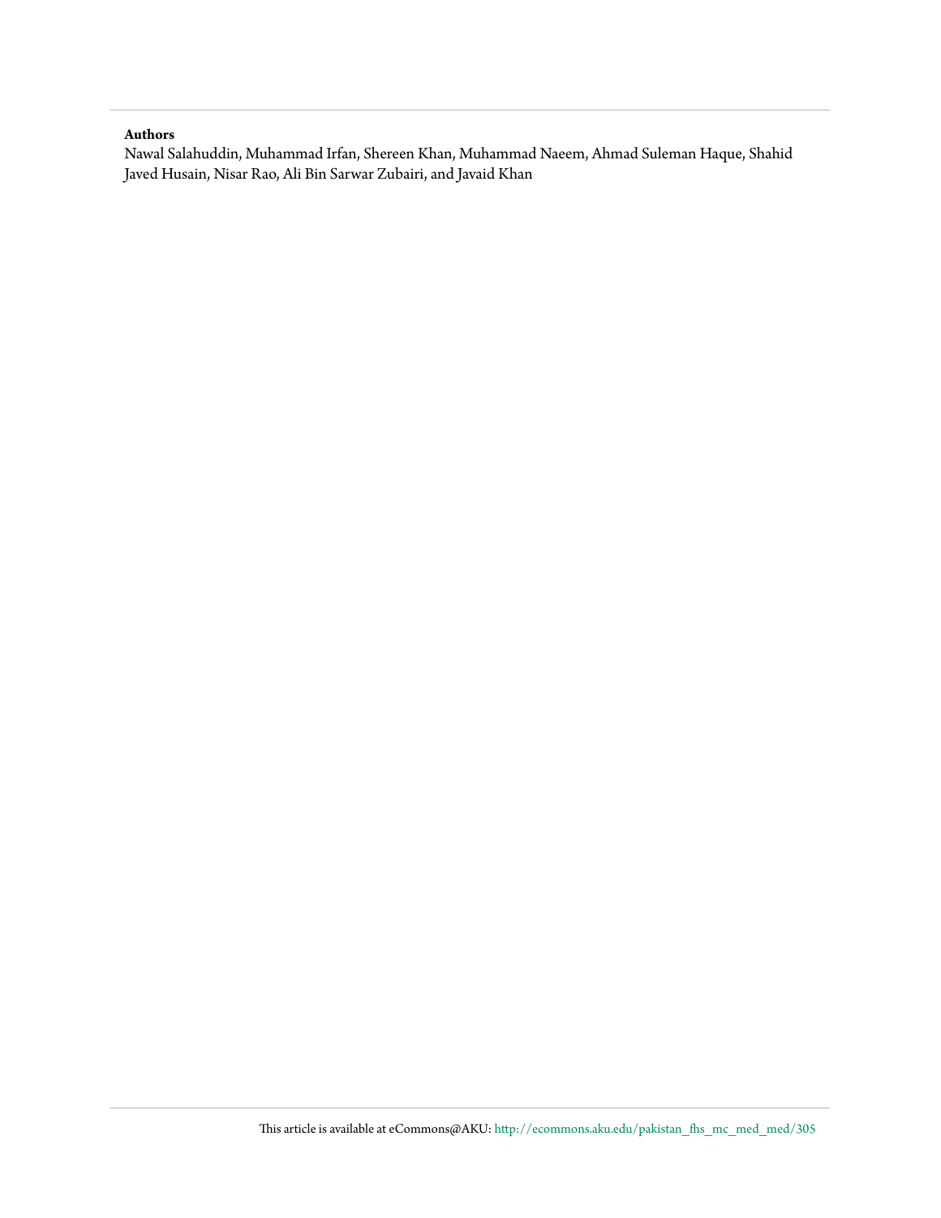**Authors**

Nawal Salahuddin, Muhammad Irfan, Shereen Khan, Muhammad Naeem, Ahmad Suleman Haque, Shahid Javed Husain, Nisar Rao, Ali Bin Sarwar Zubairi, and Javaid Khan

This article is available at eCommons@AKU: http://ecommons.aku.edu/pakistan_fhs_mc_med_med/305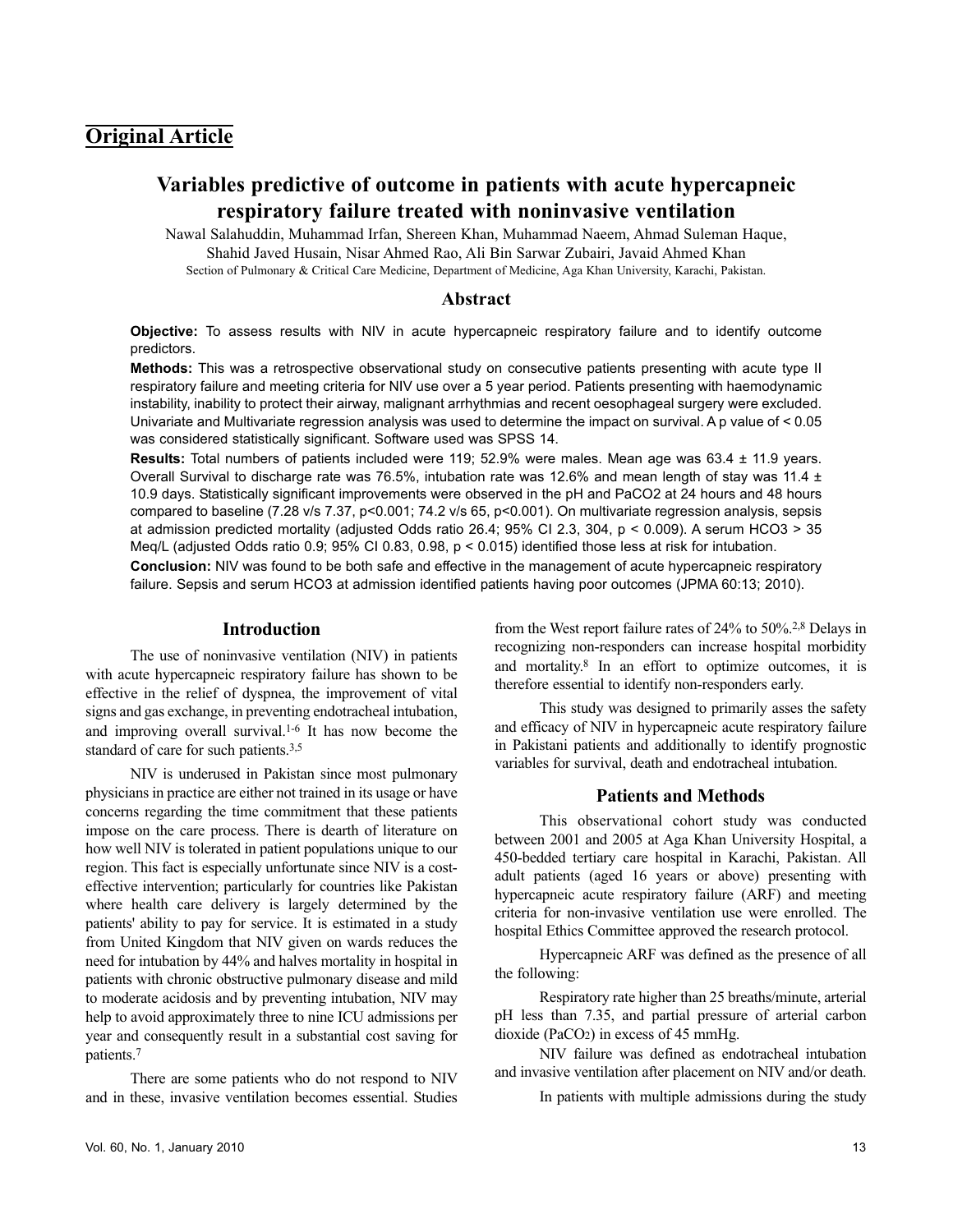## Original Article

# Variables predictive of outcome in patients with acute hypercapneic respiratory failure treated with noninvasive ventilation

Nawal Salahuddin, Muhammad Irfan, Shereen Khan, Muhammad Naeem, Ahmad Suleman Haque, Shahid Javed Husain, Nisar Ahmed Rao, Ali Bin Sarwar Zubairi, Javaid Ahmed Khan

Section of Pulmonary & Critical Care Medicine, Department of Medicine, Aga Khan University, Karachi, Pakistan.

## Abstract

**Objective:** To assess results with NIV in acute hypercapneic respiratory failure and to identify outcome predictors.

**Methods:** This was a retrospective observational study on consecutive patients presenting with acute type II respiratory failure and meeting criteria for NIV use over a 5 year period. Patients presenting with haemodynamic instability, inability to protect their airway, malignant arrhythmias and recent oesophageal surgery were excluded. Univariate and Multivariate regression analysis was used to determine the impact on survival. A p value of < 0.05 was considered statistically significant. Software used was SPSS 14.

**Results:** Total numbers of patients included were 119; 52.9% were males. Mean age was 63.4 ± 11.9 years. Overall Survival to discharge rate was 76.5%, intubation rate was 12.6% and mean length of stay was 11.4 ± 10.9 days. Statistically significant improvements were observed in the pH and PaCO2 at 24 hours and 48 hours compared to baseline (7.28 v/s 7.37, $p<0.001$; 74.2 v/s 65, $p<0.001$). On multivariate regression analysis, sepsis at admission predicted mortality (adjusted Odds ratio 26.4; 95% CI 2.3, 304, $p < 0.009$). A serum $HCO_3$ > 35 Meq/L (adjusted Odds ratio 0.9; 95% CI 0.83, 0.98, $p < 0.015$) identified those less at risk for intubation.

**Conclusion:** NIV was found to be both safe and effective in the management of acute hypercapneic respiratory failure. Sepsis and serum $HCO_3$ at admission identified patients having poor outcomes (JPMA 60:13; 2010).

## Introduction

The use of noninvasive ventilation (NIV) in patients with acute hypercapneic respiratory failure has shown to be effective in the relief of dyspnea, the improvement of vital signs and gas exchange, in preventing endotracheal intubation, and improving overall survival.[1-6] It has now become the standard of care for such patients.[3,5]

NIV is underused in Pakistan since most pulmonary physicians in practice are either not trained in its usage or have concerns regarding the time commitment that these patients impose on the care process. There is dearth of literature on how well NIV is tolerated in patient populations unique to our region. This fact is especially unfortunate since NIV is a cost-effective intervention; particularly for countries like Pakistan where health care delivery is largely determined by the patients' ability to pay for service. It is estimated in a study from United Kingdom that NIV given on wards reduces the need for intubation by 44% and halves mortality in hospital in patients with chronic obstructive pulmonary disease and mild to moderate acidosis and by preventing intubation, NIV may help to avoid approximately three to nine ICU admissions per year and consequently result in a substantial cost saving for patients.[7]

There are some patients who do not respond to NIV and in these, invasive ventilation becomes essential. Studies from the West report failure rates of 24% to 50%.[2,8] Delays in recognizing non-responders can increase hospital morbidity and mortality.[8] In an effort to optimize outcomes, it is therefore essential to identify non-responders early.

This study was designed to primarily asses the safety and efficacy of NIV in hypercapneic acute respiratory failure in Pakistani patients and additionally to identify prognostic variables for survival, death and endotracheal intubation.

## Patients and Methods

This observational cohort study was conducted between 2001 and 2005 at Aga Khan University Hospital, a 450-bedded tertiary care hospital in Karachi, Pakistan. All adult patients (aged 16 years or above) presenting with hypercapneic acute respiratory failure (ARF) and meeting criteria for non-invasive ventilation use were enrolled. The hospital Ethics Committee approved the research protocol.

Hypercapneic ARF was defined as the presence of all the following:

Respiratory rate higher than 25 breaths/minute, arterial pH less than 7.35, and partial pressure of arterial carbon dioxide ($PaCO_2$) in excess of 45 mmHg.

NIV failure was defined as endotracheal intubation and invasive ventilation after placement on NIV and/or death.

In patients with multiple admissions during the study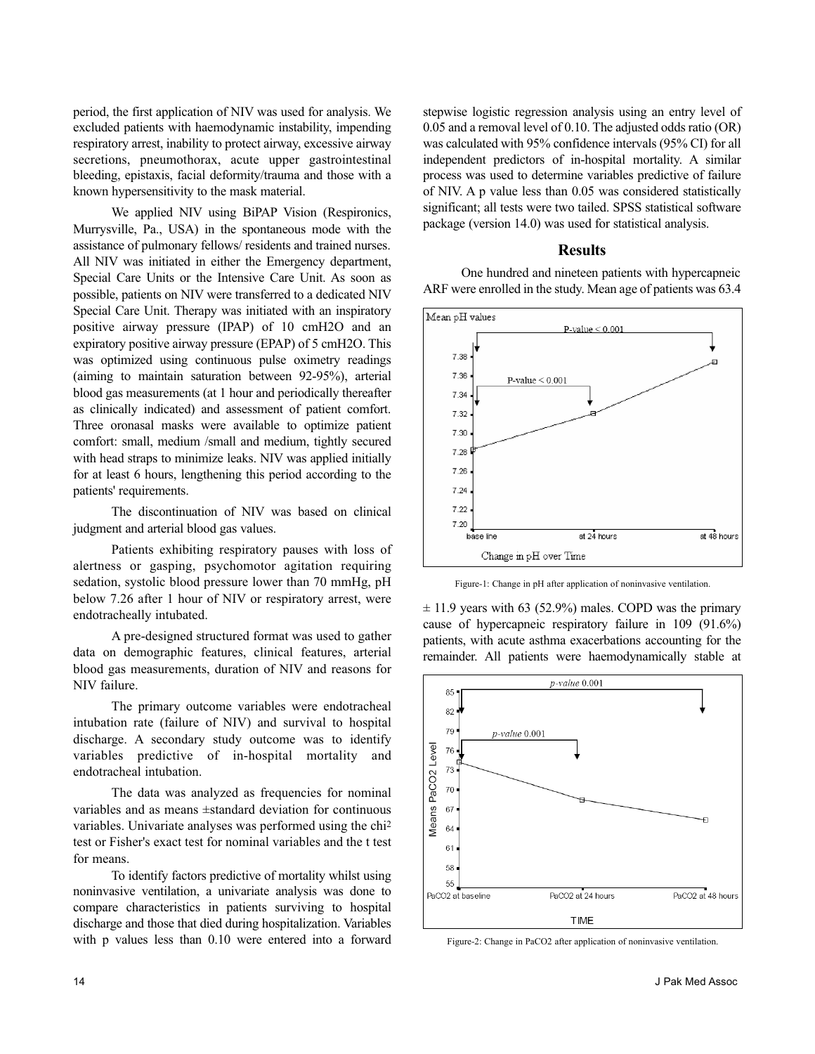period, the first application of NIV was used for analysis. We excluded patients with haemodynamic instability, impending respiratory arrest, inability to protect airway, excessive airway secretions, pneumothorax, acute upper gastrointestinal bleeding, epistaxis, facial deformity/trauma and those with a known hypersensitivity to the mask material.

We applied NIV using BiPAP Vision (Respironics, Murrysville, Pa., USA) in the spontaneous mode with the assistance of pulmonary fellows/ residents and trained nurses. All NIV was initiated in either the Emergency department, Special Care Units or the Intensive Care Unit. As soon as possible, patients on NIV were transferred to a dedicated NIV Special Care Unit. Therapy was initiated with an inspiratory positive airway pressure (IPAP) of 10 cmH2O and an expiratory positive airway pressure (EPAP) of 5 cmH2O. This was optimized using continuous pulse oximetry readings (aiming to maintain saturation between 92-95%), arterial blood gas measurements (at 1 hour and periodically thereafter as clinically indicated) and assessment of patient comfort. Three oronasal masks were available to optimize patient comfort: small, medium /small and medium, tightly secured with head straps to minimize leaks. NIV was applied initially for at least 6 hours, lengthening this period according to the patients' requirements.

The discontinuation of NIV was based on clinical judgment and arterial blood gas values.

Patients exhibiting respiratory pauses with loss of alertness or gasping, psychomotor agitation requiring sedation, systolic blood pressure lower than 70 mmHg, pH below 7.26 after 1 hour of NIV or respiratory arrest, were endotracheally intubated.

A pre-designed structured format was used to gather data on demographic features, clinical features, arterial blood gas measurements, duration of NIV and reasons for NIV failure.

The primary outcome variables were endotracheal intubation rate (failure of NIV) and survival to hospital discharge. A secondary study outcome was to identify variables predictive of in-hospital mortality and endotracheal intubation.

The data was analyzed as frequencies for nominal variables and as means ±standard deviation for continuous variables. Univariate analyses was performed using the chi$^2$ test or Fisher's exact test for nominal variables and the t test for means.

To identify factors predictive of mortality whilst using noninvasive ventilation, a univariate analysis was done to compare characteristics in patients surviving to hospital discharge and those that died during hospitalization. Variables with p values less than 0.10 were entered into a forward stepwise logistic regression analysis using an entry level of 0.05 and a removal level of 0.10. The adjusted odds ratio (OR) was calculated with 95% confidence intervals (95% CI) for all independent predictors of in-hospital mortality. A similar process was used to determine variables predictive of failure of NIV. A p value less than 0.05 was considered statistically significant; all tests were two tailed. SPSS statistical software package (version 14.0) was used for statistical analysis.

## Results

One hundred and nineteen patients with hypercapneic ARF were enrolled in the study. Mean age of patients was 63.4 ± 11.9 years with 63 (52.9%) males. COPD was the primary cause of hypercapneic respiratory failure in 109 (91.6%) patients, with acute asthma exacerbations accounting for the remainder. All patients were haemodynamically stable at

Figure-1: Change in pH after application of noninvasive ventilation.

Figure-2: Change in PaCO2 after application of noninvasive ventilation.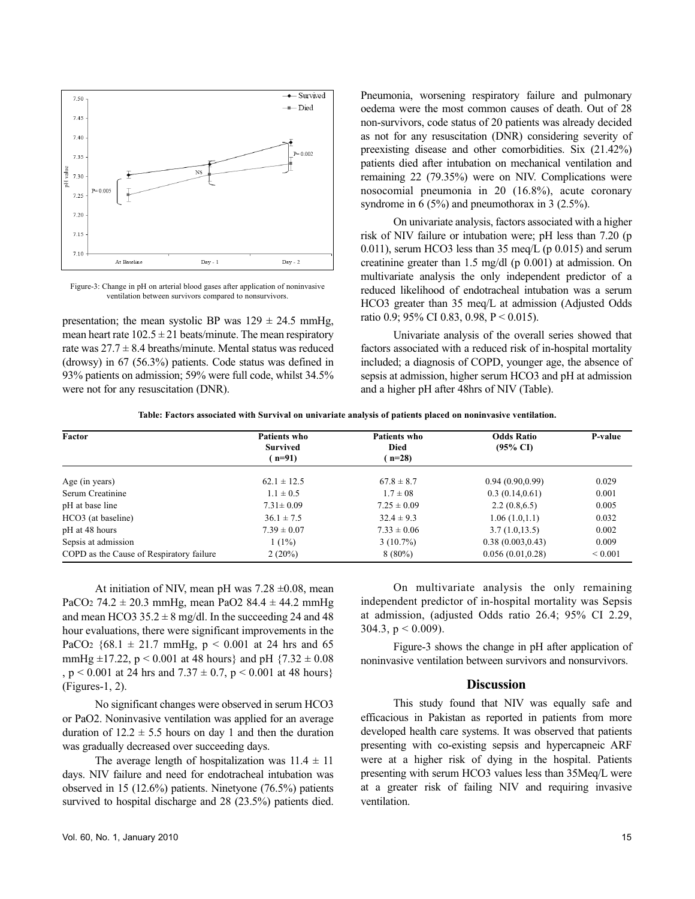Figure-3: Change in pH on arterial blood gases after application of noninvasive ventilation between survivors compared to nonsurvivors.

presentation; the mean systolic BP was 129 ± 24.5 mmHg, mean heart rate 102.5 ± 21 beats/minute. The mean respiratory rate was 27.7 ± 8.4 breaths/minute. Mental status was reduced (drowsy) in 67 (56.3%) patients. Code status was defined in 93% patients on admission; 59% were full code, whilst 34.5% were not for any resuscitation (DNR).

At initiation of NIV, mean pH was 7.28 ±0.08, mean $PaCO_2$ 74.2 ± 20.3 mmHg, mean PaO2 84.4 ± 44.2 mmHg and mean HCO3 35.2 ± 8 mg/dl. In the succeeding 24 and 48 hour evaluations, there were significant improvements in the $PaCO_2$ {68.1 ± 21.7 mmHg, $p < 0.001$ at 24 hrs and 65 mmHg ±17.22, $p < 0.001$ at 48 hours} and pH {7.32 ± 0.08 , $p < 0.001$ at 24 hrs and 7.37 ± 0.7, $p < 0.001$ at 48 hours} (Figures-1, 2).

No significant changes were observed in serum HCO3 or PaO2. Noninvasive ventilation was applied for an average duration of 12.2 ± 5.5 hours on day 1 and then the duration was gradually decreased over succeeding days.

The average length of hospitalization was 11.4 ± 11 days. NIV failure and need for endotracheal intubation was observed in 15 (12.6%) patients. Ninetyone (76.5%) patients survived to hospital discharge and 28 (23.5%) patients died. Pneumonia, worsening respiratory failure and pulmonary oedema were the most common causes of death. Out of 28 non-survivors, code status of 20 patients was already decided as not for any resuscitation (DNR) considering severity of preexisting disease and other comorbidities. Six (21.42%) patients died after intubation on mechanical ventilation and remaining 22 (79.35%) were on NIV. Complications were nosocomial pneumonia in 20 (16.8%), acute coronary syndrome in 6 (5%) and pneumothorax in 3 (2.5%).

On univariate analysis, factors associated with a higher risk of NIV failure or intubation were; pH less than 7.20 (p 0.011), serum HCO3 less than 35 meq/L (p 0.015) and serum creatinine greater than 1.5 mg/dl (p 0.001) at admission. On multivariate analysis the only independent predictor of a reduced likelihood of endotracheal intubation was a serum HCO3 greater than 35 meq/L at admission (Adjusted Odds ratio 0.9; 95% CI 0.83, 0.98, $P < 0.015$).

Univariate analysis of the overall series showed that factors associated with a reduced risk of in-hospital mortality included; a diagnosis of COPD, younger age, the absence of sepsis at admission, higher serum HCO3 and pH at admission and a higher pH after 48hrs of NIV (Table).

**Table: Factors associated with Survival on univariate analysis of patients placed on noninvasive ventilation.**

| Factor | Patients who Survived (n=91) | Patients who Died (n=28) | Odds Ratio (95% CI) | P-value |
|---|---|---|---|---|
| Age (in years) | 62.1 ± 12.5 | 67.8 ± 8.7 | 0.94 (0.90,0.99) | 0.029 |
| Serum Creatinine | 1.1 ± 0.5 | 1.7 ± 08 | 0.3 (0.14,0.61) | 0.001 |
| pH at base line | 7.31± 0.09 | 7.25 ± 0.09 | 2.2 (0.8,6.5) | 0.005 |
| HCO3 (at baseline) | 36.1 ± 7.5 | 32.4 ± 9.3 | 1.06 (1.0,1.1) | 0.032 |
| pH at 48 hours | 7.39 ± 0.07 | 7.33 ± 0.06 | 3.7 (1.0,13.5) | 0.002 |
| Sepsis at admission | 1 (1%) | 3 (10.7%) | 0.38 (0.003,0.43) | 0.009 |
| COPD as the Cause of Respiratory failure | 2 (20%) | 8 (80%) | 0.056 (0.01,0.28) | < 0.001 |

On multivariate analysis the only remaining independent predictor of in-hospital mortality was Sepsis at admission, (adjusted Odds ratio 26.4; 95% CI 2.29, 304.3, $p < 0.009$).

Figure-3 shows the change in pH after application of noninvasive ventilation between survivors and nonsurvivors.

## Discussion

This study found that NIV was equally safe and efficacious in Pakistan as reported in patients from more developed health care systems. It was observed that patients presenting with co-existing sepsis and hypercapneic ARF were at a higher risk of dying in the hospital. Patients presenting with serum HCO3 values less than 35Meq/L were at a greater risk of failing NIV and requiring invasive ventilation.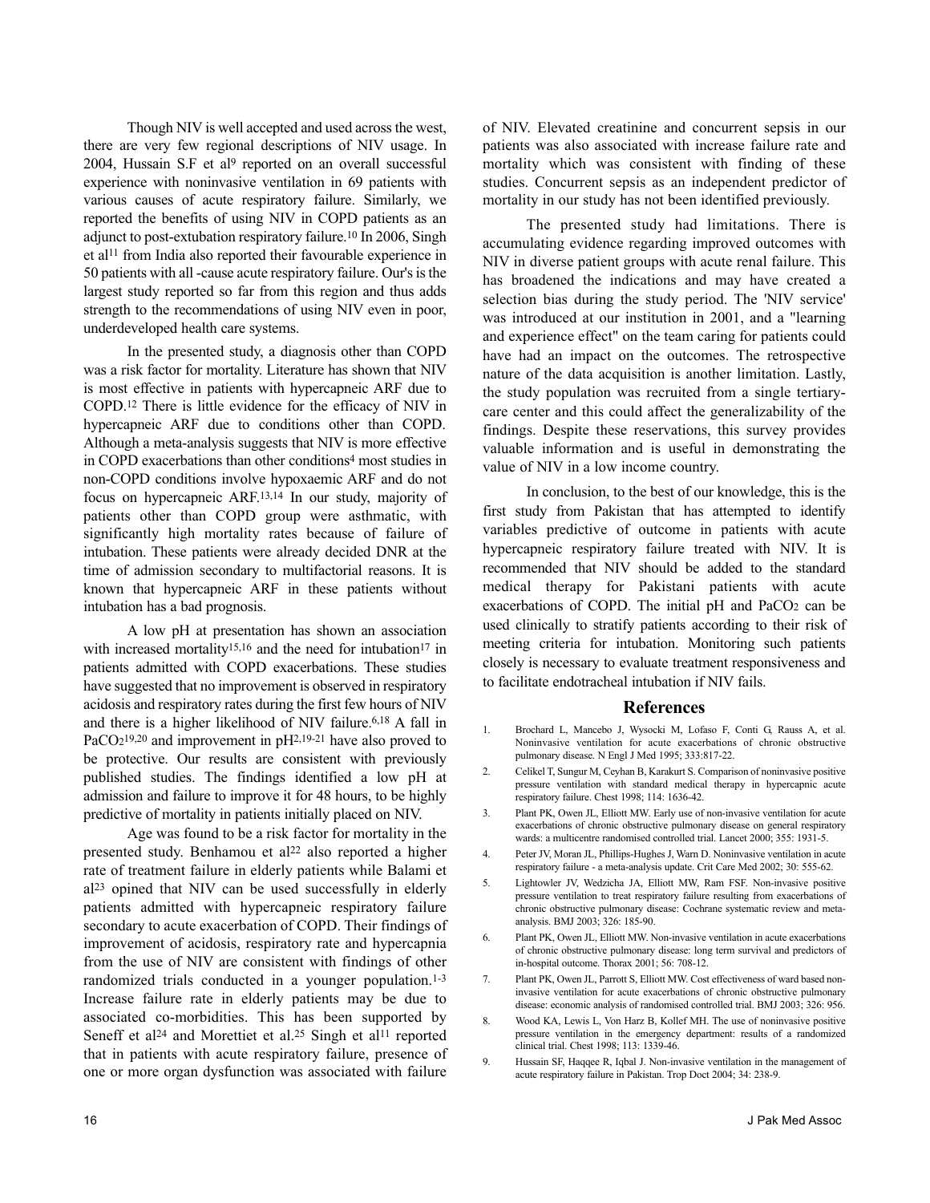Though NIV is well accepted and used across the west, there are very few regional descriptions of NIV usage. In 2004, Hussain S.F et al[9] reported on an overall successful experience with noninvasive ventilation in 69 patients with various causes of acute respiratory failure. Similarly, we reported the benefits of using NIV in COPD patients as an adjunct to post-extubation respiratory failure.[10] In 2006, Singh et al[11] from India also reported their favourable experience in 50 patients with all -cause acute respiratory failure. Our's is the largest study reported so far from this region and thus adds strength to the recommendations of using NIV even in poor, underdeveloped health care systems.

In the presented study, a diagnosis other than COPD was a risk factor for mortality. Literature has shown that NIV is most effective in patients with hypercapneic ARF due to COPD.[12] There is little evidence for the efficacy of NIV in hypercapneic ARF due to conditions other than COPD. Although a meta-analysis suggests that NIV is more effective in COPD exacerbations than other conditions[4] most studies in non-COPD conditions involve hypoxaemic ARF and do not focus on hypercapneic ARF.[13,14] In our study, majority of patients other than COPD group were asthmatic, with significantly high mortality rates because of failure of intubation. These patients were already decided DNR at the time of admission secondary to multifactorial reasons. It is known that hypercapneic ARF in these patients without intubation has a bad prognosis.

A low pH at presentation has shown an association with increased mortality[15,16] and the need for intubation[17] in patients admitted with COPD exacerbations. These studies have suggested that no improvement is observed in respiratory acidosis and respiratory rates during the first few hours of NIV and there is a higher likelihood of NIV failure.[6,18] A fall in $PaCO_2$[19,20] and improvement in pH[2,19-21] have also proved to be protective. Our results are consistent with previously published studies. The findings identified a low pH at admission and failure to improve it for 48 hours, to be highly predictive of mortality in patients initially placed on NIV.

Age was found to be a risk factor for mortality in the presented study. Benhamou et al[22] also reported a higher rate of treatment failure in elderly patients while Balami et al[23] opined that NIV can be used successfully in elderly patients admitted with hypercapneic respiratory failure secondary to acute exacerbation of COPD. Their findings of improvement of acidosis, respiratory rate and hypercapnia from the use of NIV are consistent with findings of other randomized trials conducted in a younger population.[1-3] Increase failure rate in elderly patients may be due to associated co-morbidities. This has been supported by Seneff et al[24] and Morettiet et al.[25] Singh et al[11] reported that in patients with acute respiratory failure, presence of one or more organ dysfunction was associated with failure of NIV. Elevated creatinine and concurrent sepsis in our patients was also associated with increase failure rate and mortality which was consistent with finding of these studies. Concurrent sepsis as an independent predictor of mortality in our study has not been identified previously.

The presented study had limitations. There is accumulating evidence regarding improved outcomes with NIV in diverse patient groups with acute renal failure. This has broadened the indications and may have created a selection bias during the study period. The 'NIV service' was introduced at our institution in 2001, and a "learning and experience effect" on the team caring for patients could have had an impact on the outcomes. The retrospective nature of the data acquisition is another limitation. Lastly, the study population was recruited from a single tertiary-care center and this could affect the generalizability of the findings. Despite these reservations, this survey provides valuable information and is useful in demonstrating the value of NIV in a low income country.

In conclusion, to the best of our knowledge, this is the first study from Pakistan that has attempted to identify variables predictive of outcome in patients with acute hypercapneic respiratory failure treated with NIV. It is recommended that NIV should be added to the standard medical therapy for Pakistani patients with acute exacerbations of COPD. The initial pH and $PaCO_2$ can be used clinically to stratify patients according to their risk of meeting criteria for intubation. Monitoring such patients closely is necessary to evaluate treatment responsiveness and to facilitate endotracheal intubation if NIV fails.

## References

1. Brochard L, Mancebo J, Wysocki M, Lofaso F, Conti G, Rauss A, et al. Noninvasive ventilation for acute exacerbations of chronic obstructive pulmonary disease. N Engl J Med 1995; 333:817-22.
2. Celikel T, Sungur M, Ceyhan B, Karakurt S. Comparison of noninvasive positive pressure ventilation with standard medical therapy in hypercapnic acute respiratory failure. Chest 1998; 114: 1636-42.
3. Plant PK, Owen JL, Elliott MW. Early use of non-invasive ventilation for acute exacerbations of chronic obstructive pulmonary disease on general respiratory wards: a multicentre randomised controlled trial. Lancet 2000; 355: 1931-5.
4. Peter JV, Moran JL, Phillips-Hughes J, Warn D. Noninvasive ventilation in acute respiratory failure - a meta-analysis update. Crit Care Med 2002; 30: 555-62.
5. Lightowler JV, Wedzicha JA, Elliott MW, Ram FSF. Non-invasive positive pressure ventilation to treat respiratory failure resulting from exacerbations of chronic obstructive pulmonary disease: Cochrane systematic review and meta-analysis. BMJ 2003; 326: 185-90.
6. Plant PK, Owen JL, Elliott MW. Non-invasive ventilation in acute exacerbations of chronic obstructive pulmonary disease: long term survival and predictors of in-hospital outcome. Thorax 2001; 56: 708-12.
7. Plant PK, Owen JL, Parrott S, Elliott MW. Cost effectiveness of ward based non-invasive ventilation for acute exacerbations of chronic obstructive pulmonary disease: economic analysis of randomised controlled trial. BMJ 2003; 326: 956.
8. Wood KA, Lewis L, Von Harz B, Kollef MH. The use of noninvasive positive pressure ventilation in the emergency department: results of a randomized clinical trial. Chest 1998; 113: 1339-46.
9. Hussain SF, Haqqee R, Iqbal J. Non-invasive ventilation in the management of acute respiratory failure in Pakistan. Trop Doct 2004; 34: 238-9.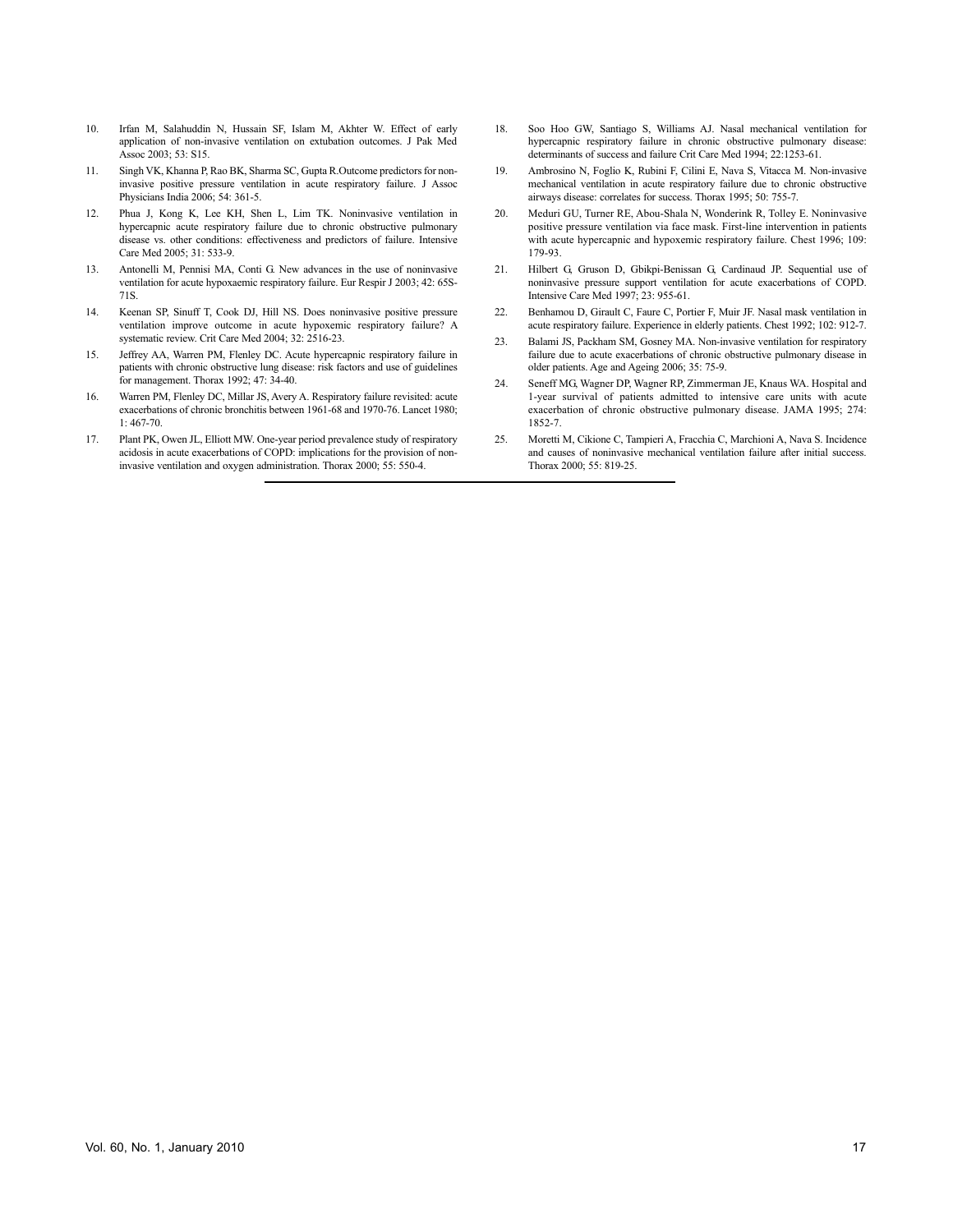10. Irfan M, Salahuddin N, Hussain SF, Islam M, Akhter W. Effect of early application of non-invasive ventilation on extubation outcomes. J Pak Med Assoc 2003; 53: S15.
11. Singh VK, Khanna P, Rao BK, Sharma SC, Gupta R.Outcome predictors for non-invasive positive pressure ventilation in acute respiratory failure. J Assoc Physicians India 2006; 54: 361-5.
12. Phua J, Kong K, Lee KH, Shen L, Lim TK. Noninvasive ventilation in hypercapnic acute respiratory failure due to chronic obstructive pulmonary disease vs. other conditions: effectiveness and predictors of failure. Intensive Care Med 2005; 31: 533-9.
13. Antonelli M, Pennisi MA, Conti G. New advances in the use of noninvasive ventilation for acute hypoxaemic respiratory failure. Eur Respir J 2003; 42: 65S-71S.
14. Keenan SP, Sinuff T, Cook DJ, Hill NS. Does noninvasive positive pressure ventilation improve outcome in acute hypoxemic respiratory failure? A systematic review. Crit Care Med 2004; 32: 2516-23.
15. Jeffrey AA, Warren PM, Flenley DC. Acute hypercapnic respiratory failure in patients with chronic obstructive lung disease: risk factors and use of guidelines for management. Thorax 1992; 47: 34-40.
16. Warren PM, Flenley DC, Millar JS, Avery A. Respiratory failure revisited: acute exacerbations of chronic bronchitis between 1961-68 and 1970-76. Lancet 1980; 1: 467-70.
17. Plant PK, Owen JL, Elliott MW. One-year period prevalence study of respiratory acidosis in acute exacerbations of COPD: implications for the provision of non-invasive ventilation and oxygen administration. Thorax 2000; 55: 550-4.
18. Soo Hoo GW, Santiago S, Williams AJ. Nasal mechanical ventilation for hypercapnic respiratory failure in chronic obstructive pulmonary disease: determinants of success and failure Crit Care Med 1994; 22:1253-61.
19. Ambrosino N, Foglio K, Rubini F, Cilini E, Nava S, Vitacca M. Non-invasive mechanical ventilation in acute respiratory failure due to chronic obstructive airways disease: correlates for success. Thorax 1995; 50: 755-7.
20. Meduri GU, Turner RE, Abou-Shala N, Wonderink R, Tolley E. Noninvasive positive pressure ventilation via face mask. First-line intervention in patients with acute hypercapnic and hypoxemic respiratory failure. Chest 1996; 109: 179-93.
21. Hilbert G, Gruson D, Gbikpi-Benissan G, Cardinaud JP. Sequential use of noninvasive pressure support ventilation for acute exacerbations of COPD. Intensive Care Med 1997; 23: 955-61.
22. Benhamou D, Girault C, Faure C, Portier F, Muir JF. Nasal mask ventilation in acute respiratory failure. Experience in elderly patients. Chest 1992; 102: 912-7.
23. Balami JS, Packham SM, Gosney MA. Non-invasive ventilation for respiratory failure due to acute exacerbations of chronic obstructive pulmonary disease in older patients. Age and Ageing 2006; 35: 75-9.
24. Seneff MG, Wagner DP, Wagner RP, Zimmerman JE, Knaus WA. Hospital and 1-year survival of patients admitted to intensive care units with acute exacerbation of chronic obstructive pulmonary disease. JAMA 1995; 274: 1852-7.
25. Moretti M, Cikione C, Tampieri A, Fracchia C, Marchioni A, Nava S. Incidence and causes of noninvasive mechanical ventilation failure after initial success. Thorax 2000; 55: 819-25.